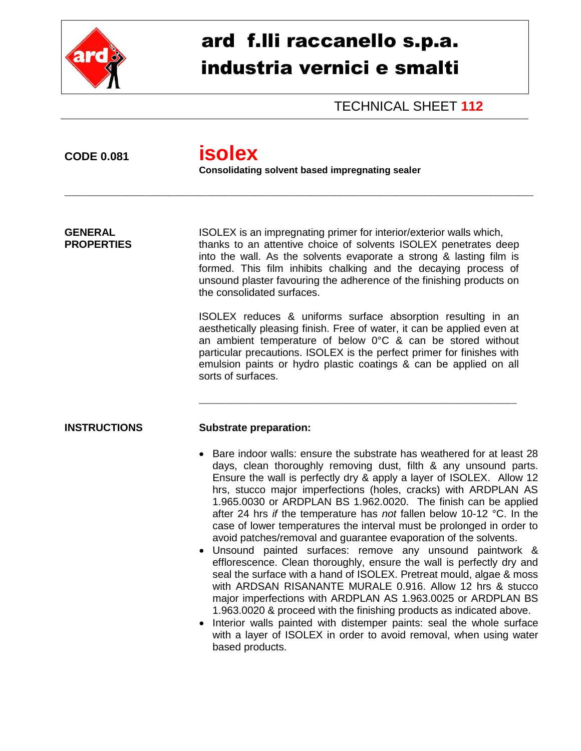# ard f.lli raccanello s.p.a.
# industria vernici e smalti

TECHNICAL SHEET **112**

**CODE 0.081**

# isolex

**Consolidating solvent based impregnating sealer**

---

## GENERAL PROPERTIES

ISOLEX is an impregnating primer for interior/exterior walls which, thanks to an attentive choice of solvents ISOLEX penetrates deep into the wall. As the solvents evaporate a strong & lasting film is formed. This film inhibits chalking and the decaying process of unsound plaster favouring the adherence of the finishing products on the consolidated surfaces.

ISOLEX reduces & uniforms surface absorption resulting in an aesthetically pleasing finish. Free of water, it can be applied even at an ambient temperature of below 0°C & can be stored without particular precautions. ISOLEX is the perfect primer for finishes with emulsion paints or hydro plastic coatings & can be applied on all sorts of surfaces.

---

## INSTRUCTIONS

**Substrate preparation:**

- Bare indoor walls: ensure the substrate has weathered for at least 28 days, clean thoroughly removing dust, filth & any unsound parts. Ensure the wall is perfectly dry & apply a layer of ISOLEX. Allow 12 hrs, stucco major imperfections (holes, cracks) with ARDPLAN AS 1.965.0030 or ARDPLAN BS 1.962.0020. The finish can be applied after 24 hrs *if* the temperature has *not* fallen below 10-12 °C. In the case of lower temperatures the interval must be prolonged in order to avoid patches/removal and guarantee evaporation of the solvents.
- Unsound painted surfaces: remove any unsound paintwork & efflorescence. Clean thoroughly, ensure the wall is perfectly dry and seal the surface with a hand of ISOLEX. Pretreat mould, algae & moss with ARDSAN RISANANTE MURALE 0.916. Allow 12 hrs & stucco major imperfections with ARDPLAN AS 1.963.0025 or ARDPLAN BS 1.963.0020 & proceed with the finishing products as indicated above.
- Interior walls painted with distemper paints: seal the whole surface with a layer of ISOLEX in order to avoid removal, when using water based products.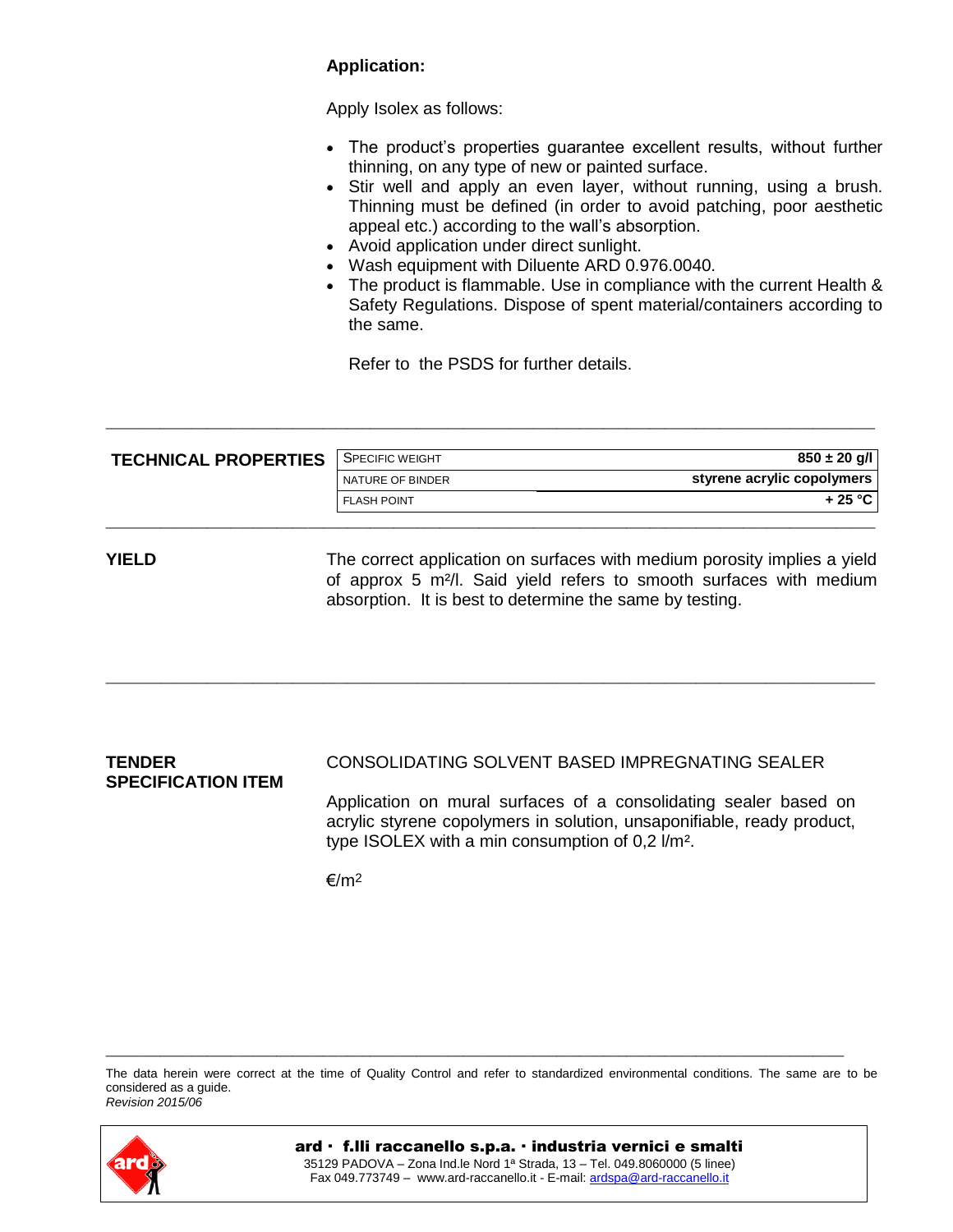**Application:**

Apply Isolex as follows:

- The product's properties guarantee excellent results, without further thinning, on any type of new or painted surface.
- Stir well and apply an even layer, without running, using a brush. Thinning must be defined (in order to avoid patching, poor aesthetic appeal etc.) according to the wall's absorption.
- Avoid application under direct sunlight.
- Wash equipment with Diluente ARD 0.976.0040.
- The product is flammable. Use in compliance with the current Health & Safety Regulations. Dispose of spent material/containers according to the same.

  Refer to the PSDS for further details.

---

**TECHNICAL PROPERTIES**

| | |
|---|---|
| SPECIFIC WEIGHT | **850 ± 20 g/l** |
| NATURE OF BINDER | **styrene acrylic copolymers** |
| FLASH POINT | **+ 25 °C** |

---

**YIELD**

The correct application on surfaces with medium porosity implies a yield of approx 5 m²/l. Said yield refers to smooth surfaces with medium absorption. It is best to determine the same by testing.

---

**TENDER SPECIFICATION ITEM**

CONSOLIDATING SOLVENT BASED IMPREGNATING SEALER

Application on mural surfaces of a consolidating sealer based on acrylic styrene copolymers in solution, unsaponifiable, ready product, type ISOLEX with a min consumption of 0,2 l/m².

€/m²

---

The data herein were correct at the time of Quality Control and refer to standardized environmental conditions. The same are to be considered as a guide.

*Revision 2015/06*

**ard · f.lli raccanello s.p.a. · industria vernici e smalti**
35129 PADOVA – Zona Ind.le Nord 1ª Strada, 13 – Tel. 049.8060000 (5 linee)
Fax 049.773749 – www.ard-raccanello.it - E-mail: ardspa@ard-raccanello.it